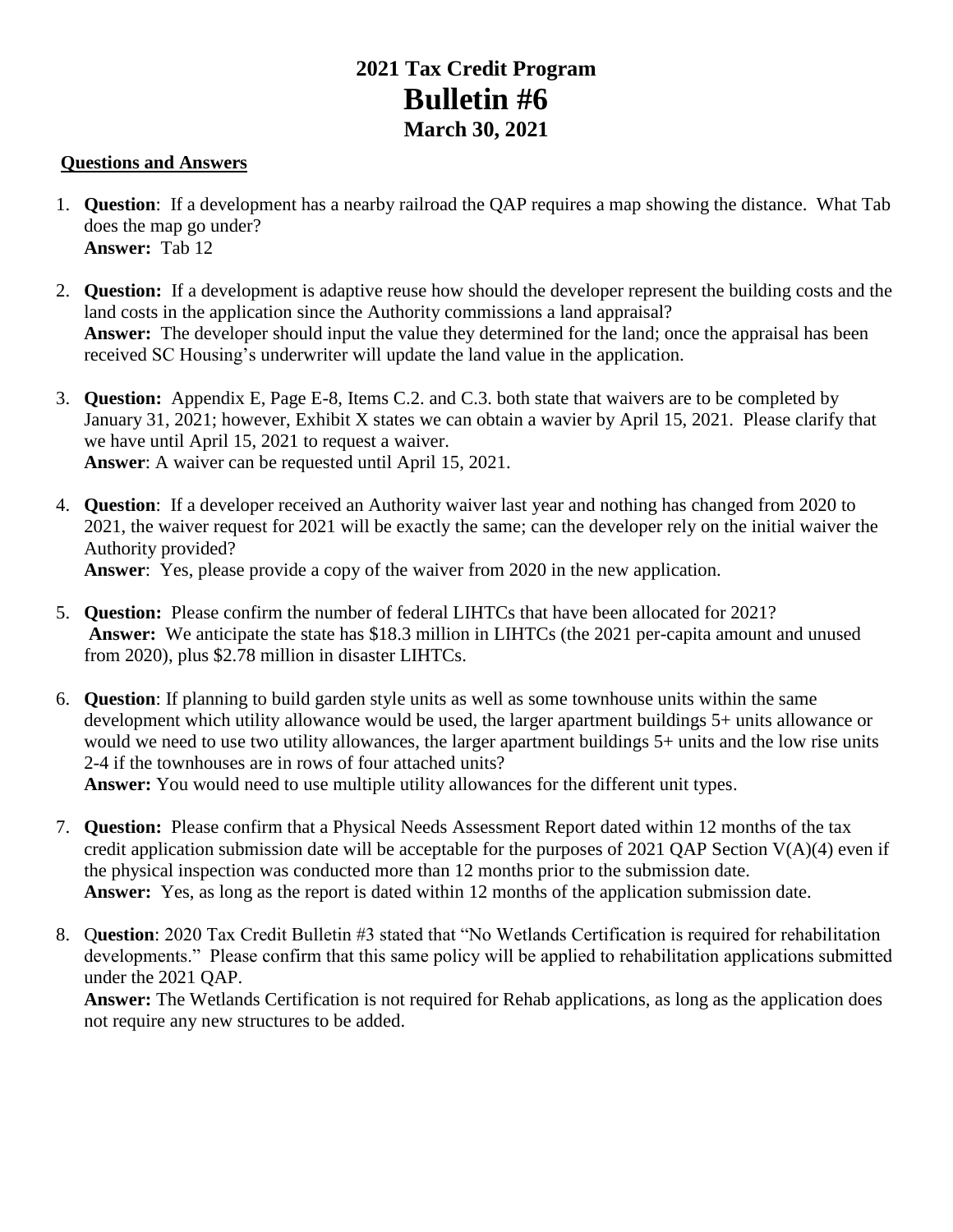# 2021 Tax Credit Program
# Bulletin #6
## March 30, 2021

**Questions and Answers**

1. **Question**: If a development has a nearby railroad the QAP requires a map showing the distance. What Tab does the map go under?
   **Answer:** Tab 12

2. **Question:** If a development is adaptive reuse how should the developer represent the building costs and the land costs in the application since the Authority commissions a land appraisal?
   **Answer:** The developer should input the value they determined for the land; once the appraisal has been received SC Housing's underwriter will update the land value in the application.

3. **Question:** Appendix E, Page E-8, Items C.2. and C.3. both state that waivers are to be completed by January 31, 2021; however, Exhibit X states we can obtain a wavier by April 15, 2021. Please clarify that we have until April 15, 2021 to request a waiver.
   **Answer**: A waiver can be requested until April 15, 2021.

4. **Question**: If a developer received an Authority waiver last year and nothing has changed from 2020 to 2021, the waiver request for 2021 will be exactly the same; can the developer rely on the initial waiver the Authority provided?
   **Answer**: Yes, please provide a copy of the waiver from 2020 in the new application.

5. **Question:** Please confirm the number of federal LIHTCs that have been allocated for 2021?
   **Answer:** We anticipate the state has $18.3 million in LIHTCs (the 2021 per-capita amount and unused from 2020), plus $2.78 million in disaster LIHTCs.

6. **Question**: If planning to build garden style units as well as some townhouse units within the same development which utility allowance would be used, the larger apartment buildings 5+ units allowance or would we need to use two utility allowances, the larger apartment buildings 5+ units and the low rise units 2-4 if the townhouses are in rows of four attached units?
   **Answer:** You would need to use multiple utility allowances for the different unit types.

7. **Question:** Please confirm that a Physical Needs Assessment Report dated within 12 months of the tax credit application submission date will be acceptable for the purposes of 2021 QAP Section V(A)(4) even if the physical inspection was conducted more than 12 months prior to the submission date.
   **Answer:** Yes, as long as the report is dated within 12 months of the application submission date.

8. Q**uestion**: 2020 Tax Credit Bulletin #3 stated that "No Wetlands Certification is required for rehabilitation developments." Please confirm that this same policy will be applied to rehabilitation applications submitted under the 2021 QAP.
   **Answer:** The Wetlands Certification is not required for Rehab applications, as long as the application does not require any new structures to be added.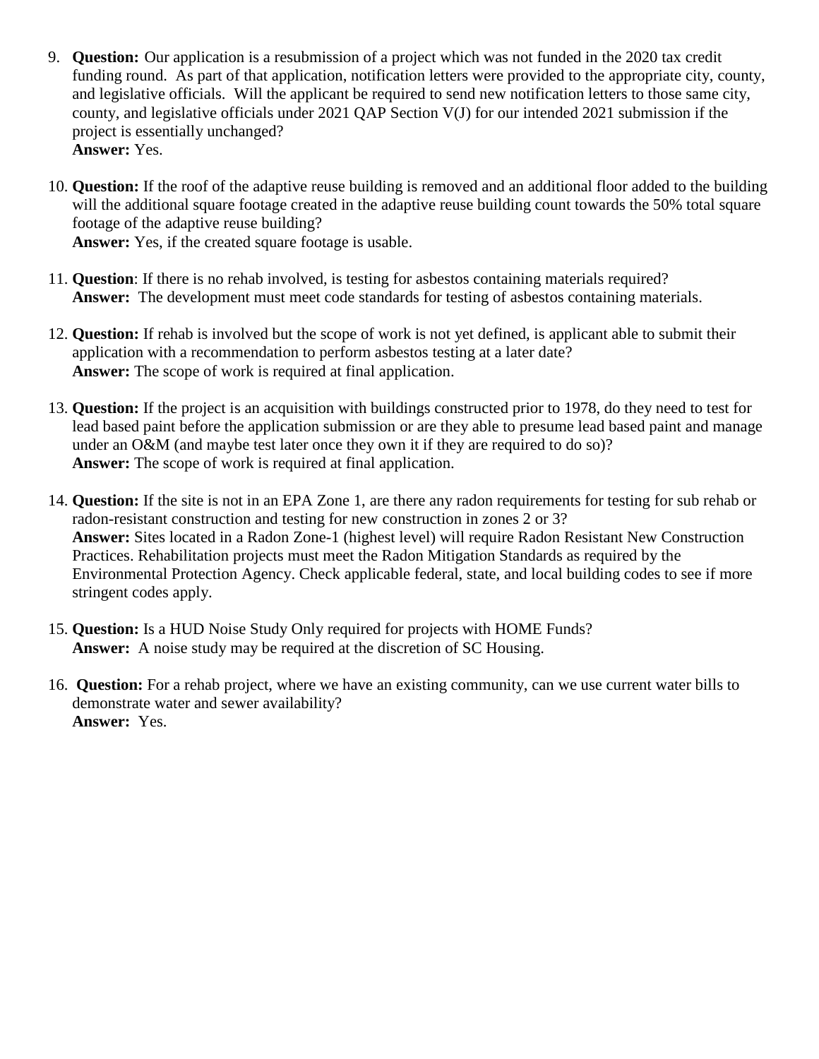9. **Question:** Our application is a resubmission of a project which was not funded in the 2020 tax credit funding round. As part of that application, notification letters were provided to the appropriate city, county, and legislative officials. Will the applicant be required to send new notification letters to those same city, county, and legislative officials under 2021 QAP Section V(J) for our intended 2021 submission if the project is essentially unchanged?
   **Answer:** Yes.

10. **Question:** If the roof of the adaptive reuse building is removed and an additional floor added to the building will the additional square footage created in the adaptive reuse building count towards the 50% total square footage of the adaptive reuse building?
    **Answer:** Yes, if the created square footage is usable.

11. **Question**: If there is no rehab involved, is testing for asbestos containing materials required?
    **Answer:** The development must meet code standards for testing of asbestos containing materials.

12. **Question:** If rehab is involved but the scope of work is not yet defined, is applicant able to submit their application with a recommendation to perform asbestos testing at a later date?
    **Answer:** The scope of work is required at final application.

13. **Question:** If the project is an acquisition with buildings constructed prior to 1978, do they need to test for lead based paint before the application submission or are they able to presume lead based paint and manage under an O&M (and maybe test later once they own it if they are required to do so)?
    **Answer:** The scope of work is required at final application.

14. **Question:** If the site is not in an EPA Zone 1, are there any radon requirements for testing for sub rehab or radon-resistant construction and testing for new construction in zones 2 or 3?
    **Answer:** Sites located in a Radon Zone-1 (highest level) will require Radon Resistant New Construction Practices. Rehabilitation projects must meet the Radon Mitigation Standards as required by the Environmental Protection Agency. Check applicable federal, state, and local building codes to see if more stringent codes apply.

15. **Question:** Is a HUD Noise Study Only required for projects with HOME Funds?
    **Answer:** A noise study may be required at the discretion of SC Housing.

16. **Question:** For a rehab project, where we have an existing community, can we use current water bills to demonstrate water and sewer availability?
    **Answer:** Yes.